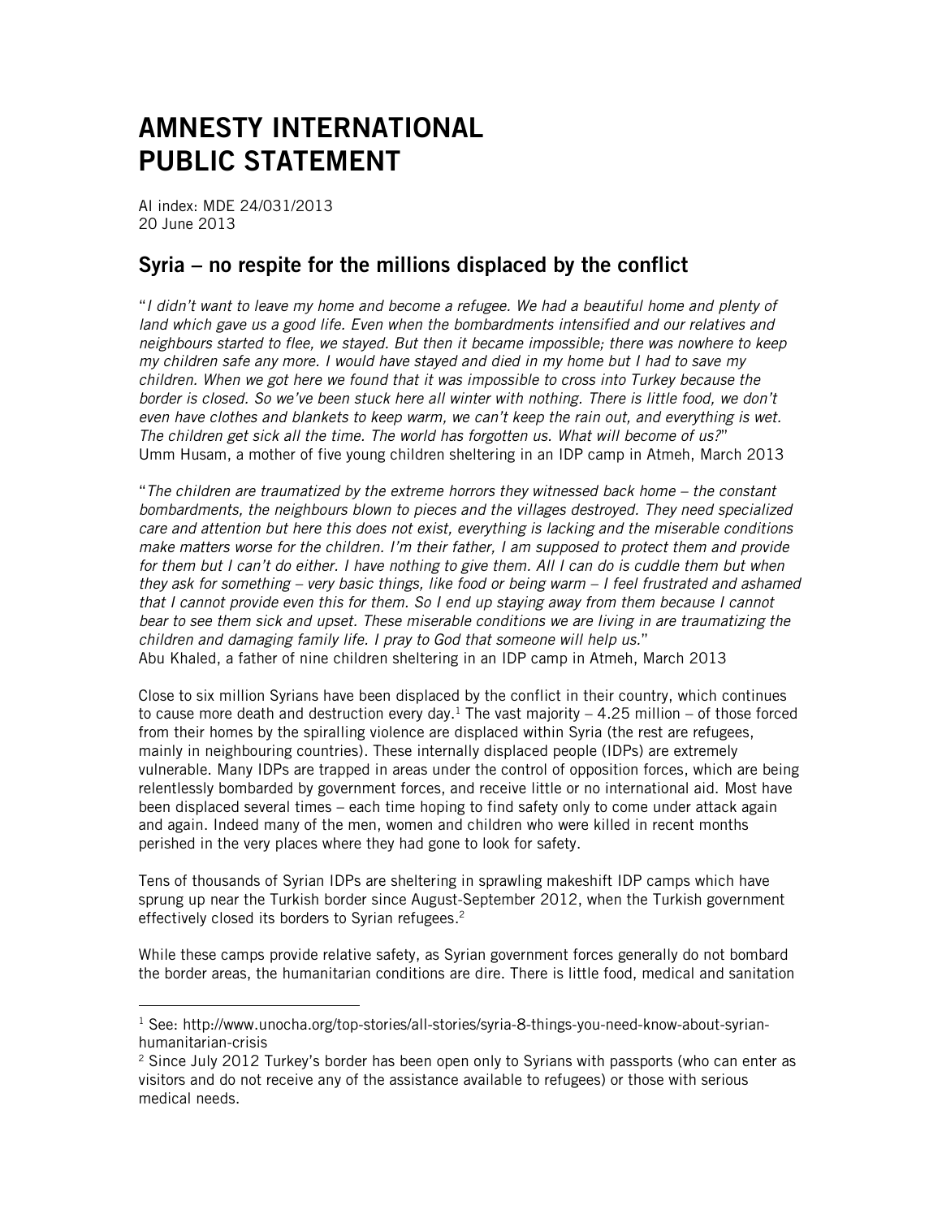# AMNESTY INTERNATIONAL PUBLIC STATEMENT

AI index: MDE 24/031/2013
20 June 2013

## Syria – no respite for the millions displaced by the conflict

"*I didn't want to leave my home and become a refugee. We had a beautiful home and plenty of land which gave us a good life. Even when the bombardments intensified and our relatives and neighbours started to flee, we stayed. But then it became impossible; there was nowhere to keep my children safe any more. I would have stayed and died in my home but I had to save my children. When we got here we found that it was impossible to cross into Turkey because the border is closed. So we've been stuck here all winter with nothing. There is little food, we don't even have clothes and blankets to keep warm, we can't keep the rain out, and everything is wet. The children get sick all the time. The world has forgotten us. What will become of us?*"
Umm Husam, a mother of five young children sheltering in an IDP camp in Atmeh, March 2013

"*The children are traumatized by the extreme horrors they witnessed back home – the constant bombardments, the neighbours blown to pieces and the villages destroyed. They need specialized care and attention but here this does not exist, everything is lacking and the miserable conditions make matters worse for the children. I'm their father, I am supposed to protect them and provide for them but I can't do either. I have nothing to give them. All I can do is cuddle them but when they ask for something – very basic things, like food or being warm – I feel frustrated and ashamed that I cannot provide even this for them. So I end up staying away from them because I cannot bear to see them sick and upset. These miserable conditions we are living in are traumatizing the children and damaging family life. I pray to God that someone will help us.*"
Abu Khaled, a father of nine children sheltering in an IDP camp in Atmeh, March 2013

Close to six million Syrians have been displaced by the conflict in their country, which continues to cause more death and destruction every day.[1] The vast majority – 4.25 million – of those forced from their homes by the spiralling violence are displaced within Syria (the rest are refugees, mainly in neighbouring countries). These internally displaced people (IDPs) are extremely vulnerable. Many IDPs are trapped in areas under the control of opposition forces, which are being relentlessly bombarded by government forces, and receive little or no international aid. Most have been displaced several times – each time hoping to find safety only to come under attack again and again. Indeed many of the men, women and children who were killed in recent months perished in the very places where they had gone to look for safety.

Tens of thousands of Syrian IDPs are sheltering in sprawling makeshift IDP camps which have sprung up near the Turkish border since August-September 2012, when the Turkish government effectively closed its borders to Syrian refugees.[2]

While these camps provide relative safety, as Syrian government forces generally do not bombard the border areas, the humanitarian conditions are dire. There is little food, medical and sanitation

---

[1] See: http://www.unocha.org/top-stories/all-stories/syria-8-things-you-need-know-about-syrian-humanitarian-crisis

[2] Since July 2012 Turkey's border has been open only to Syrians with passports (who can enter as visitors and do not receive any of the assistance available to refugees) or those with serious medical needs.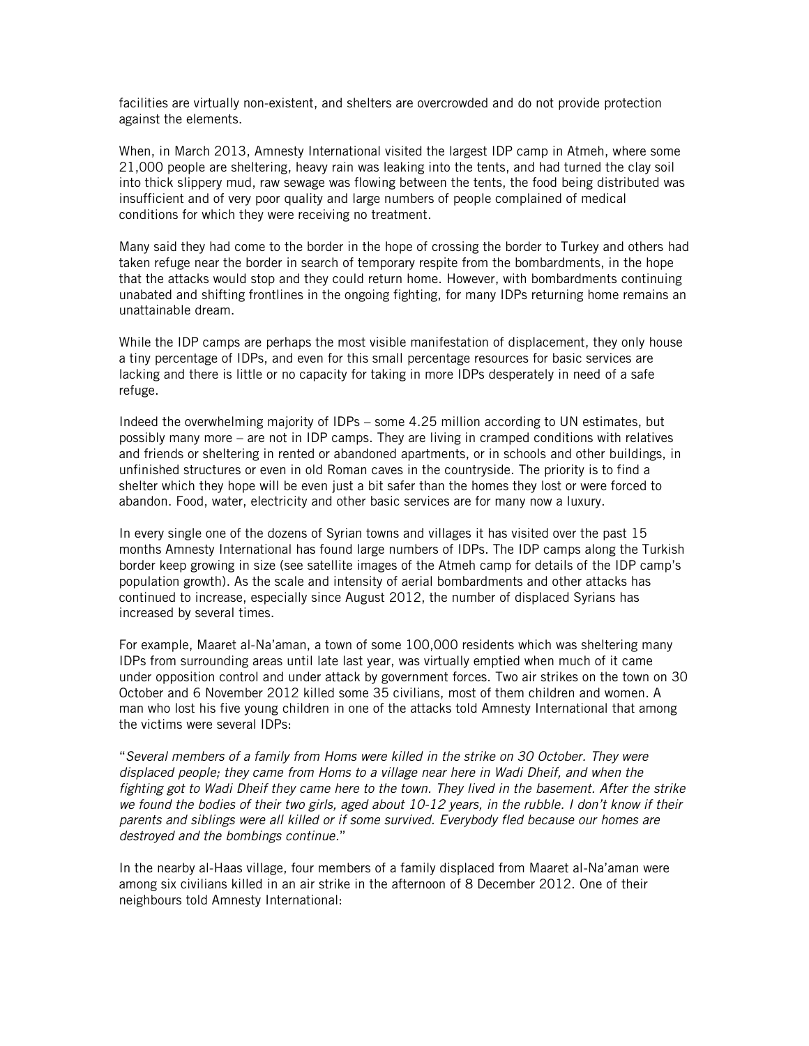facilities are virtually non-existent, and shelters are overcrowded and do not provide protection against the elements.

When, in March 2013, Amnesty International visited the largest IDP camp in Atmeh, where some 21,000 people are sheltering, heavy rain was leaking into the tents, and had turned the clay soil into thick slippery mud, raw sewage was flowing between the tents, the food being distributed was insufficient and of very poor quality and large numbers of people complained of medical conditions for which they were receiving no treatment.

Many said they had come to the border in the hope of crossing the border to Turkey and others had taken refuge near the border in search of temporary respite from the bombardments, in the hope that the attacks would stop and they could return home. However, with bombardments continuing unabated and shifting frontlines in the ongoing fighting, for many IDPs returning home remains an unattainable dream.

While the IDP camps are perhaps the most visible manifestation of displacement, they only house a tiny percentage of IDPs, and even for this small percentage resources for basic services are lacking and there is little or no capacity for taking in more IDPs desperately in need of a safe refuge.

Indeed the overwhelming majority of IDPs – some 4.25 million according to UN estimates, but possibly many more – are not in IDP camps. They are living in cramped conditions with relatives and friends or sheltering in rented or abandoned apartments, or in schools and other buildings, in unfinished structures or even in old Roman caves in the countryside. The priority is to find a shelter which they hope will be even just a bit safer than the homes they lost or were forced to abandon. Food, water, electricity and other basic services are for many now a luxury.

In every single one of the dozens of Syrian towns and villages it has visited over the past 15 months Amnesty International has found large numbers of IDPs. The IDP camps along the Turkish border keep growing in size (see satellite images of the Atmeh camp for details of the IDP camp's population growth). As the scale and intensity of aerial bombardments and other attacks has continued to increase, especially since August 2012, the number of displaced Syrians has increased by several times.

For example, Maaret al-Na'aman, a town of some 100,000 residents which was sheltering many IDPs from surrounding areas until late last year, was virtually emptied when much of it came under opposition control and under attack by government forces. Two air strikes on the town on 30 October and 6 November 2012 killed some 35 civilians, most of them children and women. A man who lost his five young children in one of the attacks told Amnesty International that among the victims were several IDPs:

"*Several members of a family from Homs were killed in the strike on 30 October. They were displaced people; they came from Homs to a village near here in Wadi Dheif, and when the fighting got to Wadi Dheif they came here to the town. They lived in the basement. After the strike we found the bodies of their two girls, aged about 10-12 years, in the rubble. I don't know if their parents and siblings were all killed or if some survived. Everybody fled because our homes are destroyed and the bombings continue.*"

In the nearby al-Haas village, four members of a family displaced from Maaret al-Na'aman were among six civilians killed in an air strike in the afternoon of 8 December 2012. One of their neighbours told Amnesty International: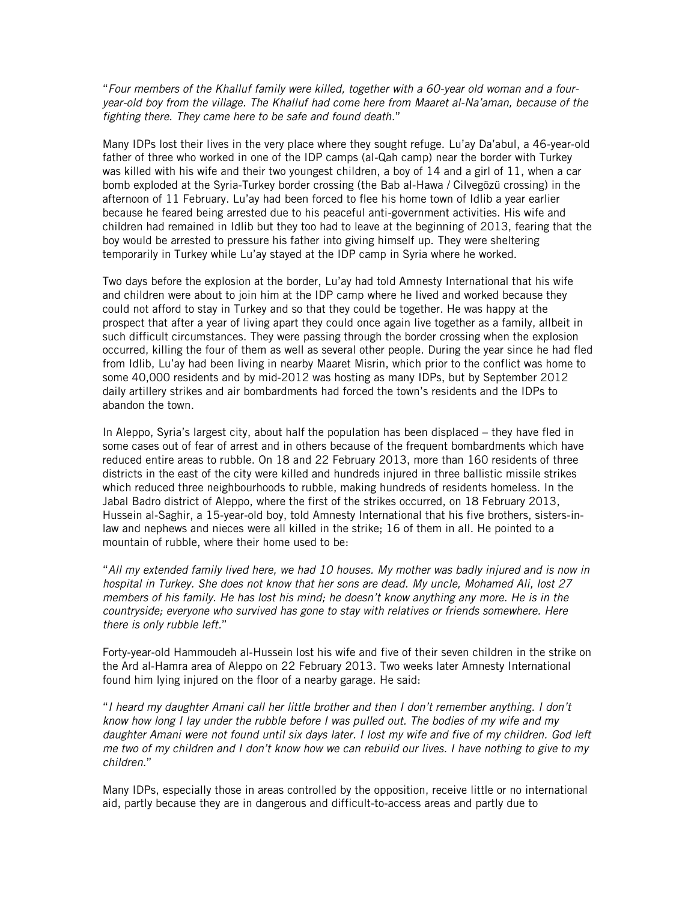"*Four members of the Khalluf family were killed, together with a 60-year old woman and a four-year-old boy from the village. The Khalluf had come here from Maaret al-Na'aman, because of the fighting there. They came here to be safe and found death.*"

Many IDPs lost their lives in the very place where they sought refuge. Lu'ay Da'abul, a 46-year-old father of three who worked in one of the IDP camps (al-Qah camp) near the border with Turkey was killed with his wife and their two youngest children, a boy of 14 and a girl of 11, when a car bomb exploded at the Syria-Turkey border crossing (the Bab al-Hawa / Cilvegözü crossing) in the afternoon of 11 February. Lu'ay had been forced to flee his home town of Idlib a year earlier because he feared being arrested due to his peaceful anti-government activities. His wife and children had remained in Idlib but they too had to leave at the beginning of 2013, fearing that the boy would be arrested to pressure his father into giving himself up. They were sheltering temporarily in Turkey while Lu'ay stayed at the IDP camp in Syria where he worked.

Two days before the explosion at the border, Lu'ay had told Amnesty International that his wife and children were about to join him at the IDP camp where he lived and worked because they could not afford to stay in Turkey and so that they could be together. He was happy at the prospect that after a year of living apart they could once again live together as a family, allbeit in such difficult circumstances. They were passing through the border crossing when the explosion occurred, killing the four of them as well as several other people. During the year since he had fled from Idlib, Lu'ay had been living in nearby Maaret Misrin, which prior to the conflict was home to some 40,000 residents and by mid-2012 was hosting as many IDPs, but by September 2012 daily artillery strikes and air bombardments had forced the town's residents and the IDPs to abandon the town.

In Aleppo, Syria's largest city, about half the population has been displaced – they have fled in some cases out of fear of arrest and in others because of the frequent bombardments which have reduced entire areas to rubble. On 18 and 22 February 2013, more than 160 residents of three districts in the east of the city were killed and hundreds injured in three ballistic missile strikes which reduced three neighbourhoods to rubble, making hundreds of residents homeless. In the Jabal Badro district of Aleppo, where the first of the strikes occurred, on 18 February 2013, Hussein al-Saghir, a 15-year-old boy, told Amnesty International that his five brothers, sisters-in-law and nephews and nieces were all killed in the strike; 16 of them in all. He pointed to a mountain of rubble, where their home used to be:

"*All my extended family lived here, we had 10 houses. My mother was badly injured and is now in hospital in Turkey. She does not know that her sons are dead. My uncle, Mohamed Ali, lost 27 members of his family. He has lost his mind; he doesn't know anything any more. He is in the countryside; everyone who survived has gone to stay with relatives or friends somewhere. Here there is only rubble left.*"

Forty-year-old Hammoudeh al-Hussein lost his wife and five of their seven children in the strike on the Ard al-Hamra area of Aleppo on 22 February 2013. Two weeks later Amnesty International found him lying injured on the floor of a nearby garage. He said:

"*I heard my daughter Amani call her little brother and then I don't remember anything. I don't know how long I lay under the rubble before I was pulled out. The bodies of my wife and my daughter Amani were not found until six days later. I lost my wife and five of my children. God left me two of my children and I don't know how we can rebuild our lives. I have nothing to give to my children.*"

Many IDPs, especially those in areas controlled by the opposition, receive little or no international aid, partly because they are in dangerous and difficult-to-access areas and partly due to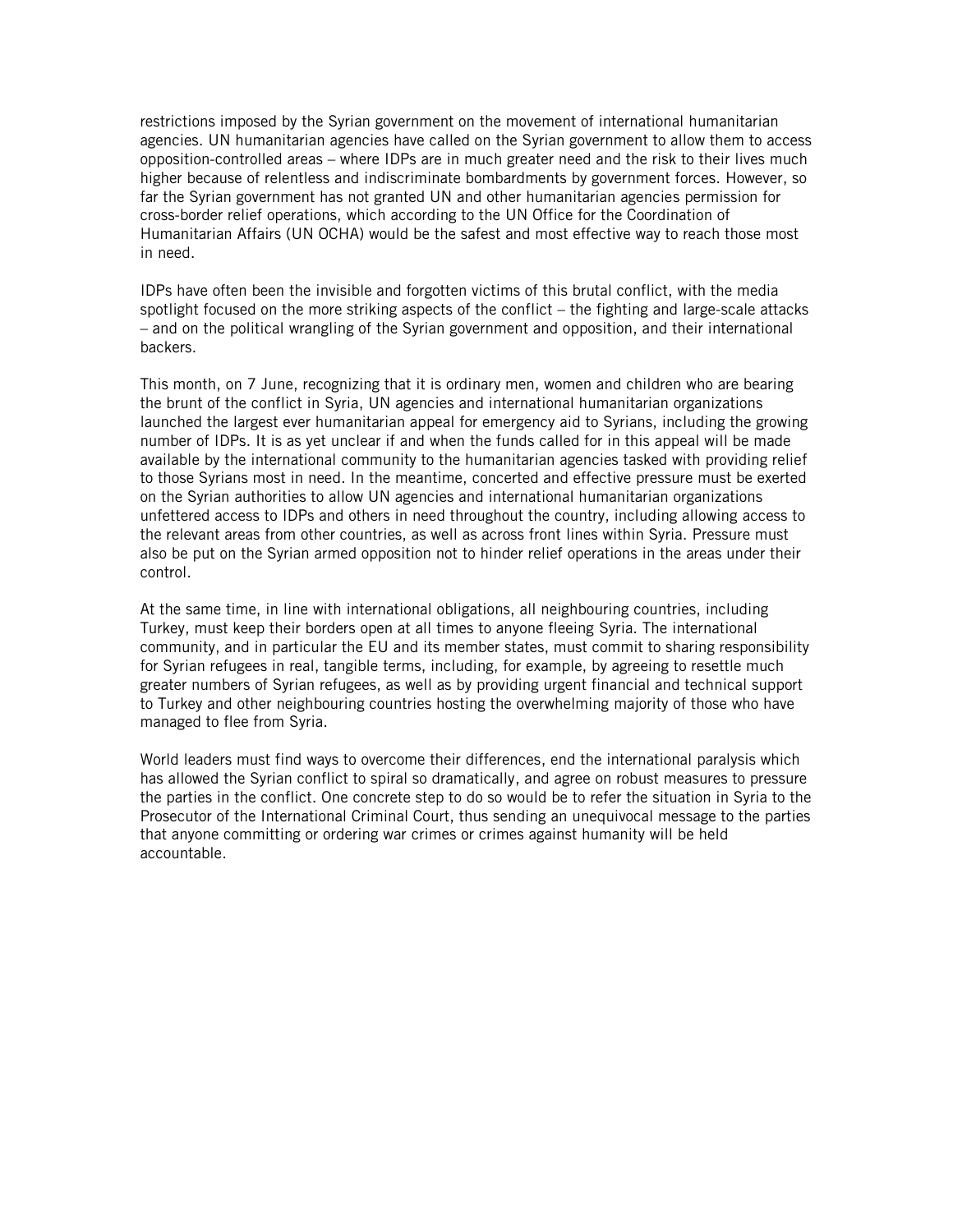restrictions imposed by the Syrian government on the movement of international humanitarian agencies. UN humanitarian agencies have called on the Syrian government to allow them to access opposition-controlled areas – where IDPs are in much greater need and the risk to their lives much higher because of relentless and indiscriminate bombardments by government forces. However, so far the Syrian government has not granted UN and other humanitarian agencies permission for cross-border relief operations, which according to the UN Office for the Coordination of Humanitarian Affairs (UN OCHA) would be the safest and most effective way to reach those most in need.

IDPs have often been the invisible and forgotten victims of this brutal conflict, with the media spotlight focused on the more striking aspects of the conflict – the fighting and large-scale attacks – and on the political wrangling of the Syrian government and opposition, and their international backers.

This month, on 7 June, recognizing that it is ordinary men, women and children who are bearing the brunt of the conflict in Syria, UN agencies and international humanitarian organizations launched the largest ever humanitarian appeal for emergency aid to Syrians, including the growing number of IDPs. It is as yet unclear if and when the funds called for in this appeal will be made available by the international community to the humanitarian agencies tasked with providing relief to those Syrians most in need. In the meantime, concerted and effective pressure must be exerted on the Syrian authorities to allow UN agencies and international humanitarian organizations unfettered access to IDPs and others in need throughout the country, including allowing access to the relevant areas from other countries, as well as across front lines within Syria. Pressure must also be put on the Syrian armed opposition not to hinder relief operations in the areas under their control.

At the same time, in line with international obligations, all neighbouring countries, including Turkey, must keep their borders open at all times to anyone fleeing Syria. The international community, and in particular the EU and its member states, must commit to sharing responsibility for Syrian refugees in real, tangible terms, including, for example, by agreeing to resettle much greater numbers of Syrian refugees, as well as by providing urgent financial and technical support to Turkey and other neighbouring countries hosting the overwhelming majority of those who have managed to flee from Syria.

World leaders must find ways to overcome their differences, end the international paralysis which has allowed the Syrian conflict to spiral so dramatically, and agree on robust measures to pressure the parties in the conflict. One concrete step to do so would be to refer the situation in Syria to the Prosecutor of the International Criminal Court, thus sending an unequivocal message to the parties that anyone committing or ordering war crimes or crimes against humanity will be held accountable.